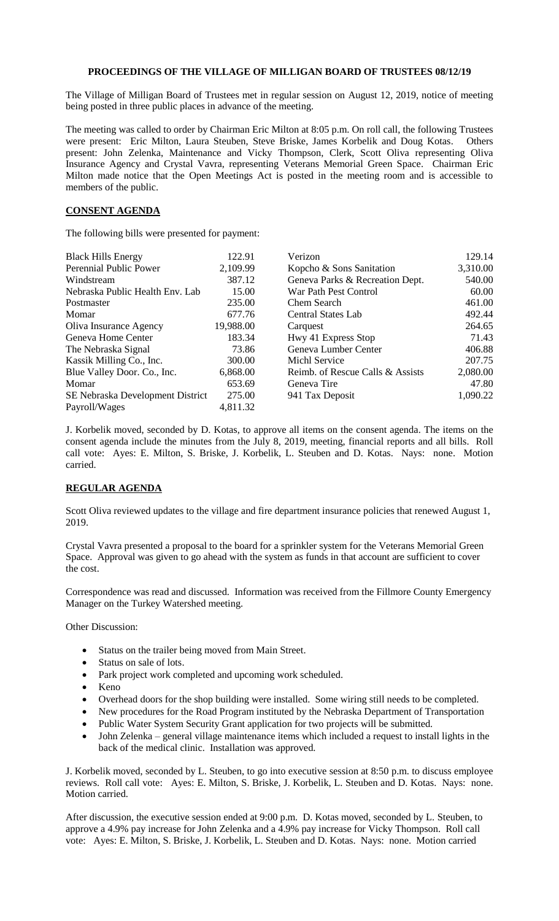**PROCEEDINGS OF THE VILLAGE OF MILLIGAN BOARD OF TRUSTEES 08/12/19**

The Village of Milligan Board of Trustees met in regular session on August 12, 2019, notice of meeting being posted in three public places in advance of the meeting.

The meeting was called to order by Chairman Eric Milton at 8:05 p.m. On roll call, the following Trustees were present: Eric Milton, Laura Steuben, Steve Briske, James Korbelik and Doug Kotas. Others present: John Zelenka, Maintenance and Vicky Thompson, Clerk, Scott Oliva representing Oliva Insurance Agency and Crystal Vavra, representing Veterans Memorial Green Space. Chairman Eric Milton made notice that the Open Meetings Act is posted in the meeting room and is accessible to members of the public.

**CONSENT AGENDA**

The following bills were presented for payment:

| | | | |
|---|---|---|---|
| Black Hills Energy | 122.91 | Verizon | 129.14 |
| Perennial Public Power | 2,109.99 | Kopcho & Sons Sanitation | 3,310.00 |
| Windstream | 387.12 | Geneva Parks & Recreation Dept. | 540.00 |
| Nebraska Public Health Env. Lab | 15.00 | War Path Pest Control | 60.00 |
| Postmaster | 235.00 | Chem Search | 461.00 |
| Momar | 677.76 | Central States Lab | 492.44 |
| Oliva Insurance Agency | 19,988.00 | Carquest | 264.65 |
| Geneva Home Center | 183.34 | Hwy 41 Express Stop | 71.43 |
| The Nebraska Signal | 73.86 | Geneva Lumber Center | 406.88 |
| Kassik Milling Co., Inc. | 300.00 | Michl Service | 207.75 |
| Blue Valley Door. Co., Inc. | 6,868.00 | Reimb. of Rescue Calls & Assists | 2,080.00 |
| Momar | 653.69 | Geneva Tire | 47.80 |
| SE Nebraska Development District | 275.00 | 941 Tax Deposit | 1,090.22 |
| Payroll/Wages | 4,811.32 | | |

J. Korbelik moved, seconded by D. Kotas, to approve all items on the consent agenda. The items on the consent agenda include the minutes from the July 8, 2019, meeting, financial reports and all bills. Roll call vote: Ayes: E. Milton, S. Briske, J. Korbelik, L. Steuben and D. Kotas. Nays: none. Motion carried.

**REGULAR AGENDA**

Scott Oliva reviewed updates to the village and fire department insurance policies that renewed August 1, 2019.

Crystal Vavra presented a proposal to the board for a sprinkler system for the Veterans Memorial Green Space. Approval was given to go ahead with the system as funds in that account are sufficient to cover the cost.

Correspondence was read and discussed. Information was received from the Fillmore County Emergency Manager on the Turkey Watershed meeting.

Other Discussion:

- Status on the trailer being moved from Main Street.
- Status on sale of lots.
- Park project work completed and upcoming work scheduled.
- Keno
- Overhead doors for the shop building were installed. Some wiring still needs to be completed.
- New procedures for the Road Program instituted by the Nebraska Department of Transportation
- Public Water System Security Grant application for two projects will be submitted.
- John Zelenka – general village maintenance items which included a request to install lights in the back of the medical clinic. Installation was approved.

J. Korbelik moved, seconded by L. Steuben, to go into executive session at 8:50 p.m. to discuss employee reviews. Roll call vote: Ayes: E. Milton, S. Briske, J. Korbelik, L. Steuben and D. Kotas. Nays: none. Motion carried.

After discussion, the executive session ended at 9:00 p.m. D. Kotas moved, seconded by L. Steuben, to approve a 4.9% pay increase for John Zelenka and a 4.9% pay increase for Vicky Thompson. Roll call vote: Ayes: E. Milton, S. Briske, J. Korbelik, L. Steuben and D. Kotas. Nays: none. Motion carried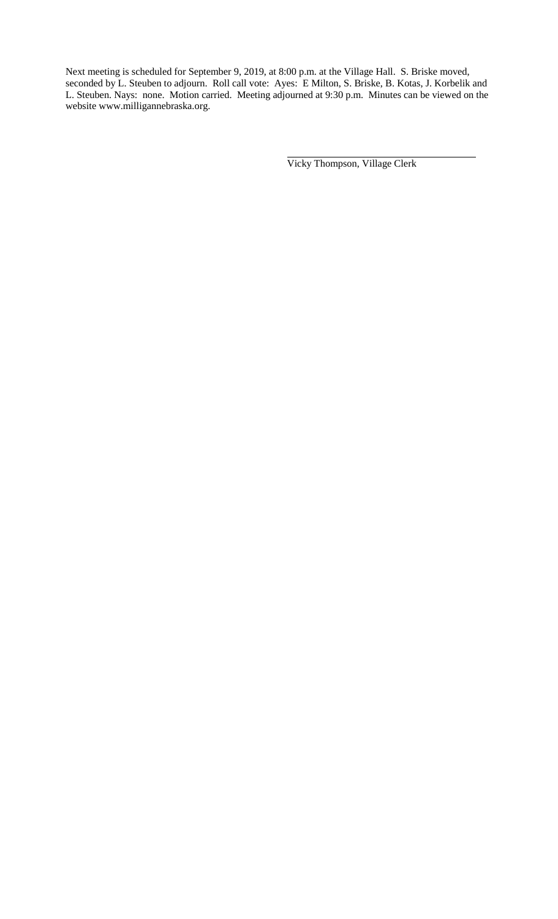Next meeting is scheduled for September 9, 2019, at 8:00 p.m. at the Village Hall. S. Briske moved, seconded by L. Steuben to adjourn. Roll call vote: Ayes: E Milton, S. Briske, B. Kotas, J. Korbelik and L. Steuben. Nays: none. Motion carried. Meeting adjourned at 9:30 p.m. Minutes can be viewed on the website www.millignannebraska.org.

Vicky Thompson, Village Clerk